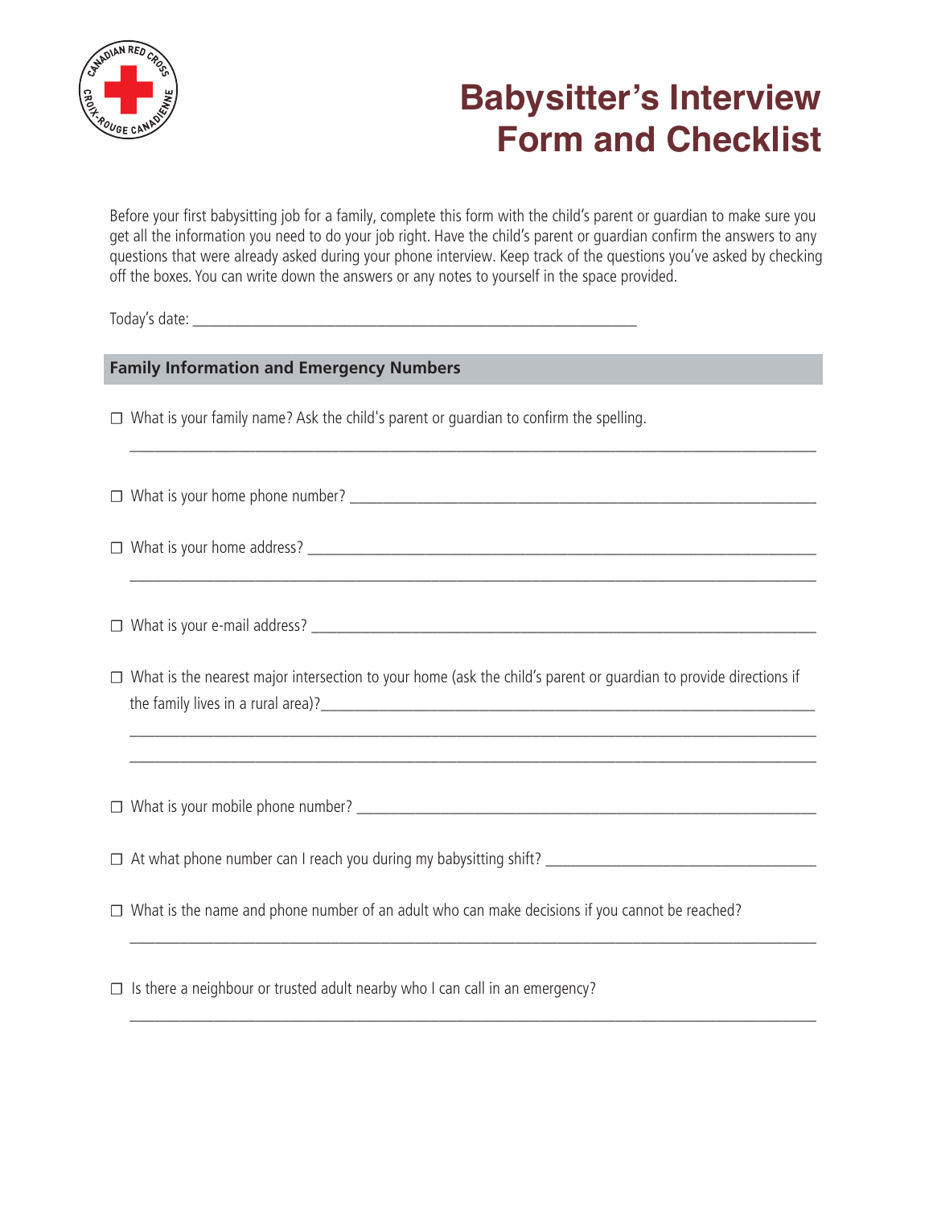# Babysitter's Interview Form and Checklist

Before your first babysitting job for a family, complete this form with the child's parent or guardian to make sure you get all the information you need to do your job right. Have the child's parent or guardian confirm the answers to any questions that were already asked during your phone interview. Keep track of the questions you've asked by checking off the boxes. You can write down the answers or any notes to yourself in the space provided.

Today's date: ___________________________________________

## Family Information and Emergency Numbers

☐ What is your family name? Ask the child's parent or guardian to confirm the spelling.

_______________________________________________________________________________

☐ What is your home phone number? ______________________________________________

☐ What is your home address? __________________________________________________

_______________________________________________________________________________

☐ What is your e-mail address? __________________________________________________

☐ What is the nearest major intersection to your home (ask the child's parent or guardian to provide directions if the family lives in a rural area)?______________________________________________

_______________________________________________________________________________

_______________________________________________________________________________

☐ What is your mobile phone number? _____________________________________________

☐ At what phone number can I reach you during my babysitting shift? ___________________________

☐ What is the name and phone number of an adult who can make decisions if you cannot be reached?

_______________________________________________________________________________

☐ Is there a neighbour or trusted adult nearby who I can call in an emergency?

_______________________________________________________________________________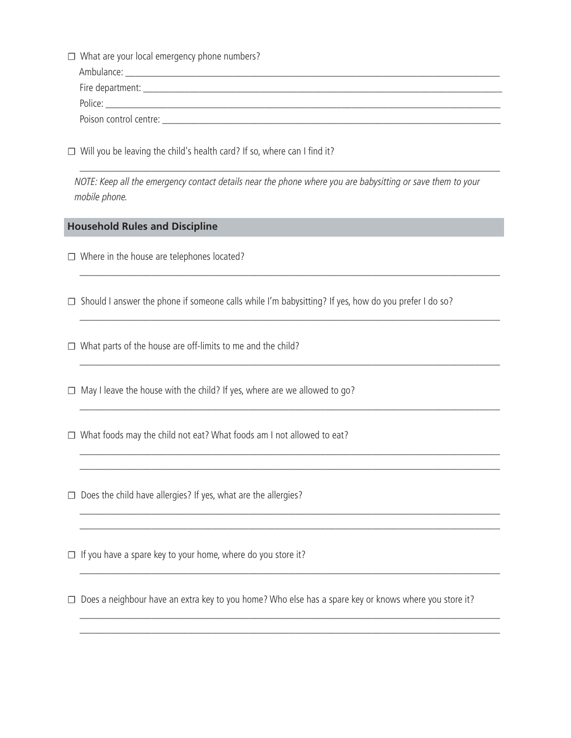- ☐ What are your local emergency phone numbers?

  Ambulance: ____________________

  Fire department: ____________________

  Police: ____________________

  Poison control centre: ____________________

- ☐ Will you be leaving the child's health card? If so, where can I find it?

  ____________________

*NOTE: Keep all the emergency contact details near the phone where you are babysitting or save them to your mobile phone.*

## Household Rules and Discipline

- ☐ Where in the house are telephones located?

  ____________________

- ☐ Should I answer the phone if someone calls while I'm babysitting? If yes, how do you prefer I do so?

  ____________________

- ☐ What parts of the house are off-limits to me and the child?

  ____________________

- ☐ May I leave the house with the child? If yes, where are we allowed to go?

  ____________________

- ☐ What foods may the child not eat? What foods am I not allowed to eat?

  ____________________

  ____________________

- ☐ Does the child have allergies? If yes, what are the allergies?

  ____________________

  ____________________

- ☐ If you have a spare key to your home, where do you store it?

  ____________________

- ☐ Does a neighbour have an extra key to you home? Who else has a spare key or knows where you store it?

  ____________________

  ____________________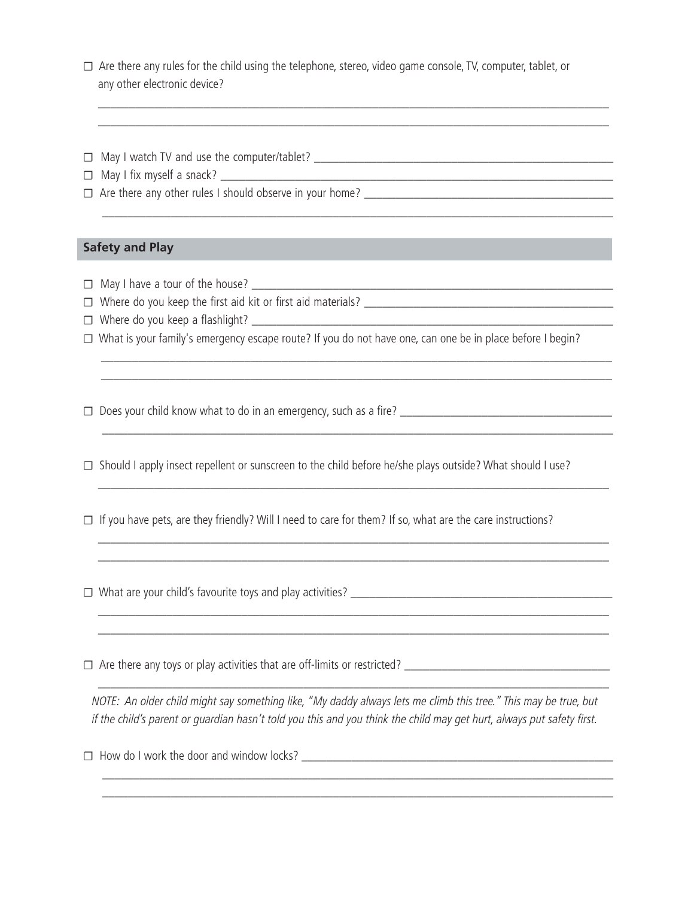- ☐ Are there any rules for the child using the telephone, stereo, video game console, TV, computer, tablet, or any other electronic device?

  ______________________________________________________________________________

  ______________________________________________________________________________

- ☐ May I watch TV and use the computer/tablet? ______________________________________
- ☐ May I fix myself a snack? ______________________________________________________
- ☐ Are there any other rules I should observe in your home? _______________________________

  ______________________________________________________________________________

## Safety and Play

- ☐ May I have a tour of the house? ___________________________________________________
- ☐ Where do you keep the first aid kit or first aid materials? _______________________________
- ☐ Where do you keep a flashlight? ___________________________________________________
- ☐ What is your family's emergency escape route? If you do not have one, can one be in place before I begin?

  ______________________________________________________________________________

  ______________________________________________________________________________

- ☐ Does your child know what to do in an emergency, such as a fire? ___________________________

  ______________________________________________________________________________

- ☐ Should I apply insect repellent or sunscreen to the child before he/she plays outside? What should I use?

  ______________________________________________________________________________

- ☐ If you have pets, are they friendly? Will I need to care for them? If so, what are the care instructions?

  ______________________________________________________________________________

  ______________________________________________________________________________

- ☐ What are your child's favourite toys and play activities? ____________________________________

  ______________________________________________________________________________

  ______________________________________________________________________________

- ☐ Are there any toys or play activities that are off-limits or restricted? ___________________________

  ______________________________________________________________________________

*NOTE: An older child might say something like, "My daddy always lets me climb this tree." This may be true, but if the child's parent or guardian hasn't told you this and you think the child may get hurt, always put safety first.*

- ☐ How do I work the door and window locks? _____________________________________________

  ______________________________________________________________________________

  ______________________________________________________________________________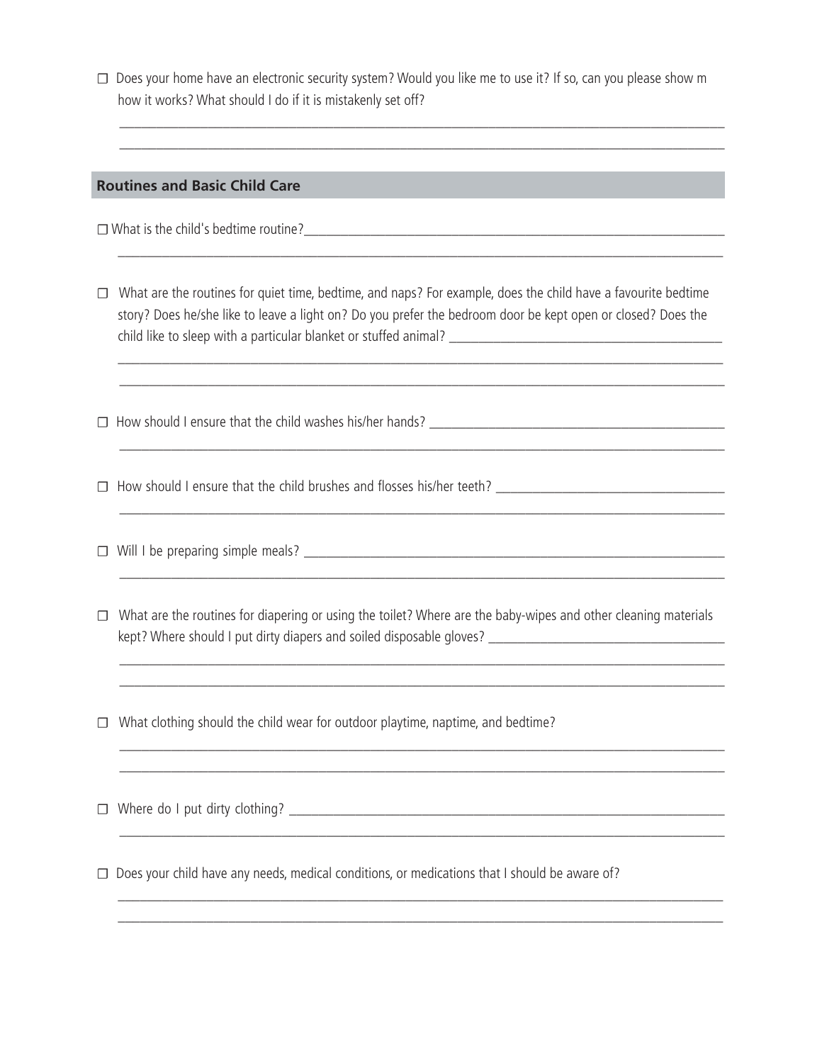- [ ] Does your home have an electronic security system? Would you like me to use it? If so, can you please show m how it works? What should I do if it is mistakenly set off?

___

___

## Routines and Basic Child Care

- [ ] What is the child's bedtime routine? ___

___

- [ ] What are the routines for quiet time, bedtime, and naps? For example, does the child have a favourite bedtime story? Does he/she like to leave a light on? Do you prefer the bedroom door be kept open or closed? Does the child like to sleep with a particular blanket or stuffed animal? ___

___

___

- [ ] How should I ensure that the child washes his/her hands? ___

___

- [ ] How should I ensure that the child brushes and flosses his/her teeth? ___

___

- [ ] Will I be preparing simple meals? ___

___

- [ ] What are the routines for diapering or using the toilet? Where are the baby-wipes and other cleaning materials kept? Where should I put dirty diapers and soiled disposable gloves? ___

___

___

- [ ] What clothing should the child wear for outdoor playtime, naptime, and bedtime?

___

___

- [ ] Where do I put dirty clothing? ___

___

- [ ] Does your child have any needs, medical conditions, or medications that I should be aware of?

___

___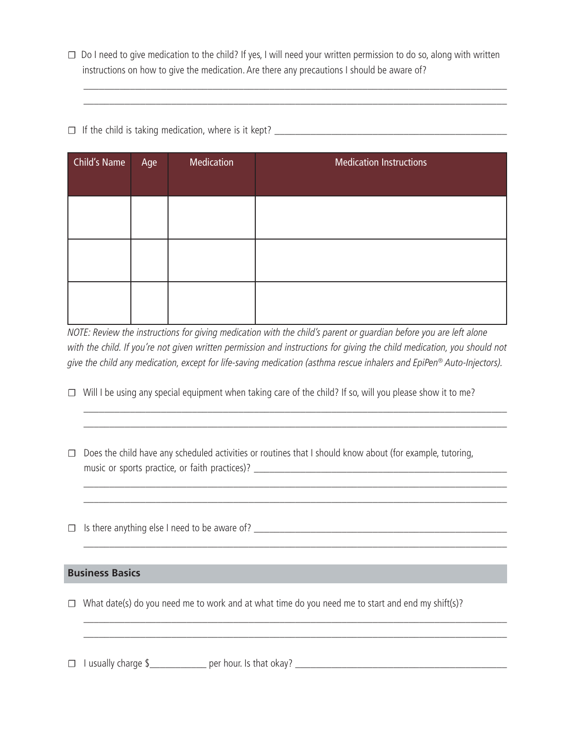- ☐ Do I need to give medication to the child? If yes, I will need your written permission to do so, along with written instructions on how to give the medication. Are there any precautions I should be aware of?

  ______________________________________________________________________________

  ______________________________________________________________________________

- ☐ If the child is taking medication, where is it kept? ________________________________________

| Child's Name | Age | Medication | Medication Instructions |
|---|---|---|---|
| | | | |
| | | | |
| | | | |

*NOTE: Review the instructions for giving medication with the child's parent or guardian before you are left alone with the child. If you're not given written permission and instructions for giving the child medication, you should not give the child any medication, except for life-saving medication (asthma rescue inhalers and EpiPen® Auto-Injectors).*

- ☐ Will I be using any special equipment when taking care of the child? If so, will you please show it to me?

  ______________________________________________________________________________

  ______________________________________________________________________________

- ☐ Does the child have any scheduled activities or routines that I should know about (for example, tutoring, music or sports practice, or faith practices)? ________________________________________

  ______________________________________________________________________________

  ______________________________________________________________________________

- ☐ Is there anything else I need to be aware of? ________________________________________

  ______________________________________________________________________________

## Business Basics

- ☐ What date(s) do you need me to work and at what time do you need me to start and end my shift(s)?

  ______________________________________________________________________________

  ______________________________________________________________________________

- ☐ I usually charge $____________ per hour. Is that okay? ________________________________________